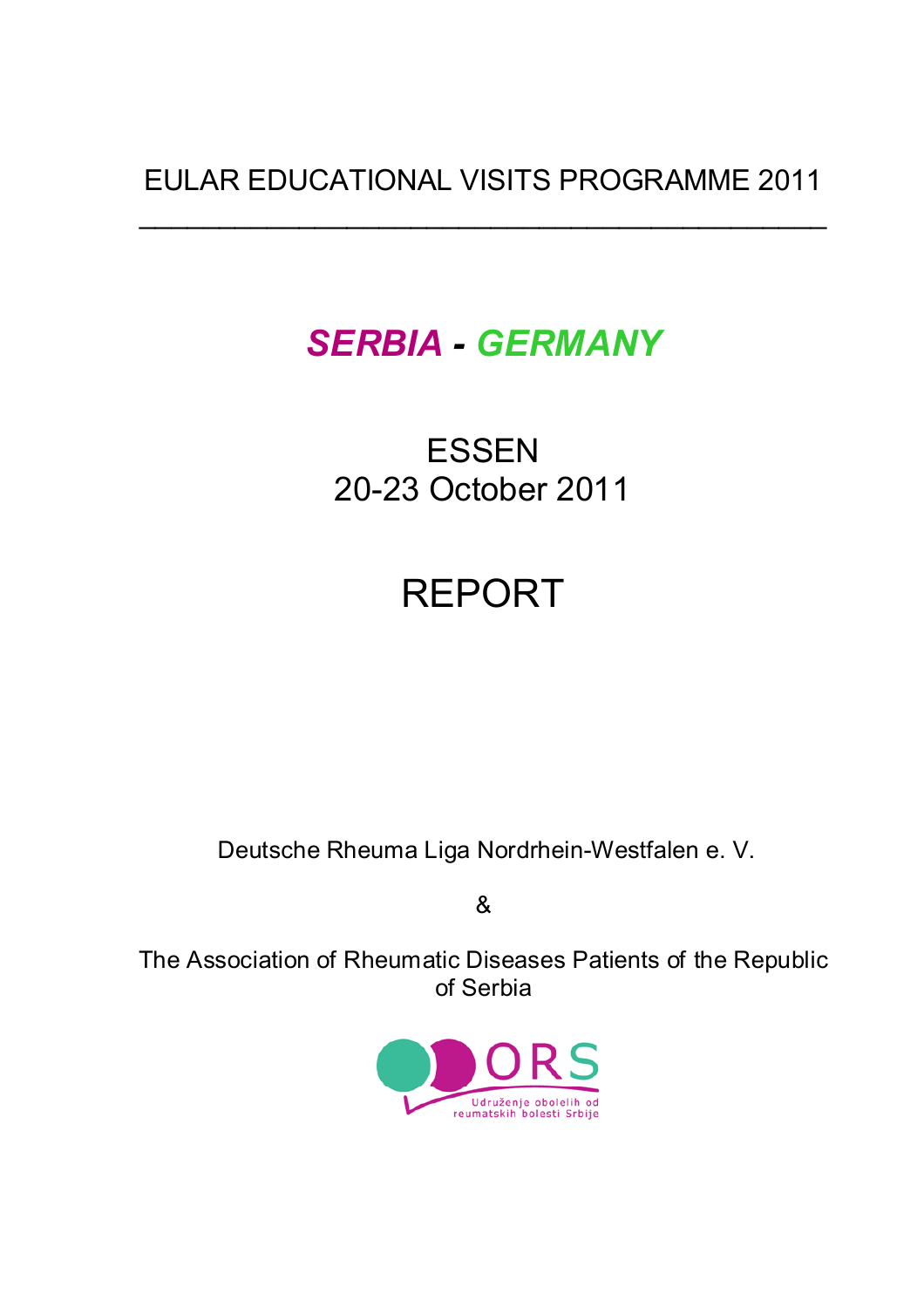EULAR EDUCATIONAL VISITS PROGRAMME 2011

---

# *SERBIA - GERMANY*

## ESSEN
## 20-23 October 2011

# REPORT

Deutsche Rheuma Liga Nordrhein-Westfalen e. V.

&

The Association of Rheumatic Diseases Patients of the Republic of Serbia

ORS

Udruženje obolelih od reumatskih bolesti Srbije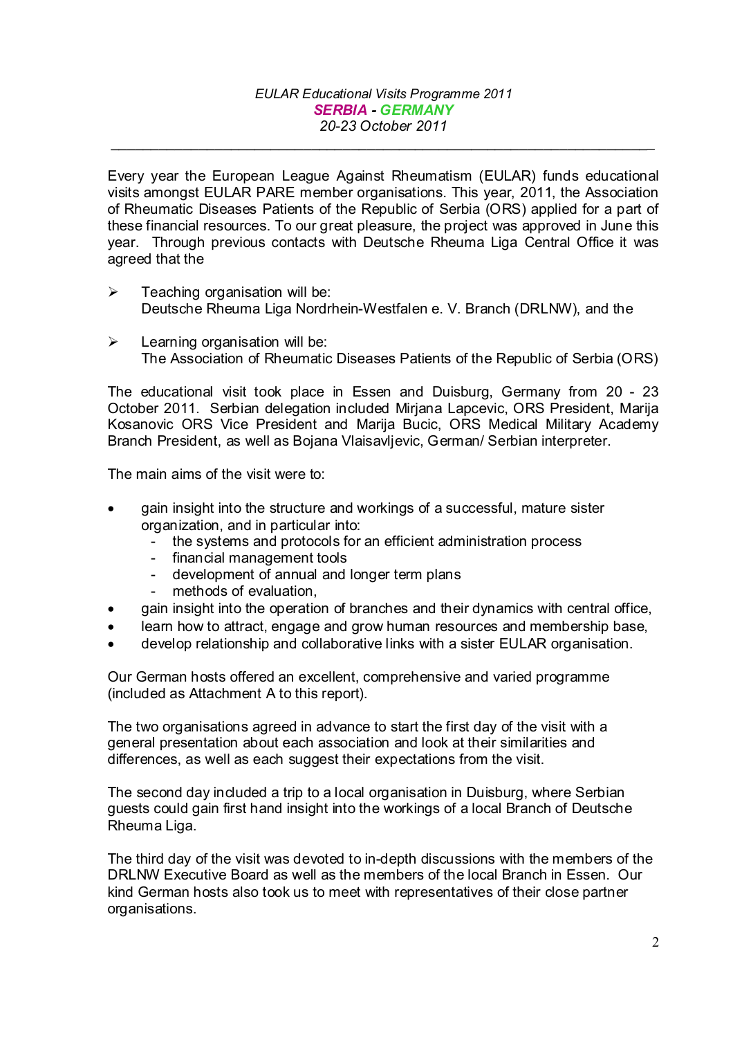*EULAR Educational Visits Programme 2011*
***SERBIA - GERMANY***
*20-23 October 2011*

---

Every year the European League Against Rheumatism (EULAR) funds educational visits amongst EULAR PARE member organisations. This year, 2011, the Association of Rheumatic Diseases Patients of the Republic of Serbia (ORS) applied for a part of these financial resources. To our great pleasure, the project was approved in June this year. Through previous contacts with Deutsche Rheuma Liga Central Office it was agreed that the

- Teaching organisation will be:
  Deutsche Rheuma Liga Nordrhein-Westfalen e. V. Branch (DRLNW), and the
- Learning organisation will be:
  The Association of Rheumatic Diseases Patients of the Republic of Serbia (ORS)

The educational visit took place in Essen and Duisburg, Germany from 20 - 23 October 2011. Serbian delegation included Mirjana Lapcevic, ORS President, Marija Kosanovic ORS Vice President and Marija Bucic, ORS Medical Military Academy Branch President, as well as Bojana Vlaisavljevic, German/ Serbian interpreter.

The main aims of the visit were to:

- gain insight into the structure and workings of a successful, mature sister organization, and in particular into:
  - the systems and protocols for an efficient administration process
  - financial management tools
  - development of annual and longer term plans
  - methods of evaluation,
- gain insight into the operation of branches and their dynamics with central office,
- learn how to attract, engage and grow human resources and membership base,
- develop relationship and collaborative links with a sister EULAR organisation.

Our German hosts offered an excellent, comprehensive and varied programme (included as Attachment A to this report).

The two organisations agreed in advance to start the first day of the visit with a general presentation about each association and look at their similarities and differences, as well as each suggest their expectations from the visit.

The second day included a trip to a local organisation in Duisburg, where Serbian guests could gain first hand insight into the workings of a local Branch of Deutsche Rheuma Liga.

The third day of the visit was devoted to in-depth discussions with the members of the DRLNW Executive Board as well as the members of the local Branch in Essen. Our kind German hosts also took us to meet with representatives of their close partner organisations.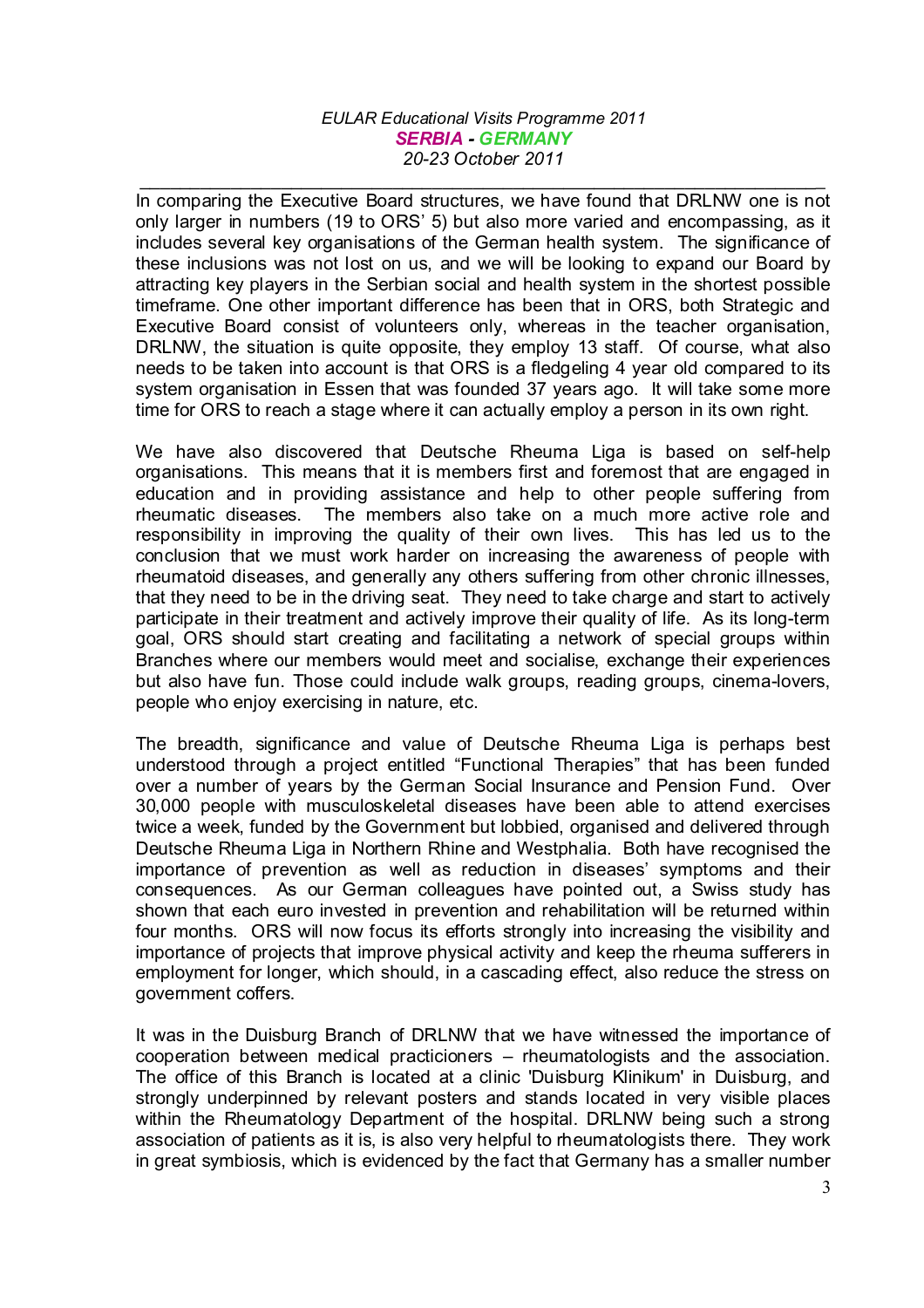In comparing the Executive Board structures, we have found that DRLNW one is not only larger in numbers (19 to ORS' 5) but also more varied and encompassing, as it includes several key organisations of the German health system. The significance of these inclusions was not lost on us, and we will be looking to expand our Board by attracting key players in the Serbian social and health system in the shortest possible timeframe. One other important difference has been that in ORS, both Strategic and Executive Board consist of volunteers only, whereas in the teacher organisation, DRLNW, the situation is quite opposite, they employ 13 staff. Of course, what also needs to be taken into account is that ORS is a fledgeling 4 year old compared to its system organisation in Essen that was founded 37 years ago. It will take some more time for ORS to reach a stage where it can actually employ a person in its own right.

We have also discovered that Deutsche Rheuma Liga is based on self-help organisations. This means that it is members first and foremost that are engaged in education and in providing assistance and help to other people suffering from rheumatic diseases. The members also take on a much more active role and responsibility in improving the quality of their own lives. This has led us to the conclusion that we must work harder on increasing the awareness of people with rheumatoid diseases, and generally any others suffering from other chronic illnesses, that they need to be in the driving seat. They need to take charge and start to actively participate in their treatment and actively improve their quality of life. As its long-term goal, ORS should start creating and facilitating a network of special groups within Branches where our members would meet and socialise, exchange their experiences but also have fun. Those could include walk groups, reading groups, cinema-lovers, people who enjoy exercising in nature, etc.

The breadth, significance and value of Deutsche Rheuma Liga is perhaps best understood through a project entitled "Functional Therapies" that has been funded over a number of years by the German Social Insurance and Pension Fund. Over 30,000 people with musculoskeletal diseases have been able to attend exercises twice a week, funded by the Government but lobbied, organised and delivered through Deutsche Rheuma Liga in Northern Rhine and Westphalia. Both have recognised the importance of prevention as well as reduction in diseases' symptoms and their consequences. As our German colleagues have pointed out, a Swiss study has shown that each euro invested in prevention and rehabilitation will be returned within four months. ORS will now focus its efforts strongly into increasing the visibility and importance of projects that improve physical activity and keep the rheuma sufferers in employment for longer, which should, in a cascading effect, also reduce the stress on government coffers.

It was in the Duisburg Branch of DRLNW that we have witnessed the importance of cooperation between medical practicioners – rheumatologists and the association. The office of this Branch is located at a clinic 'Duisburg Klinikum' in Duisburg, and strongly underpinned by relevant posters and stands located in very visible places within the Rheumatology Department of the hospital. DRLNW being such a strong association of patients as it is, is also very helpful to rheumatologists there. They work in great symbiosis, which is evidenced by the fact that Germany has a smaller number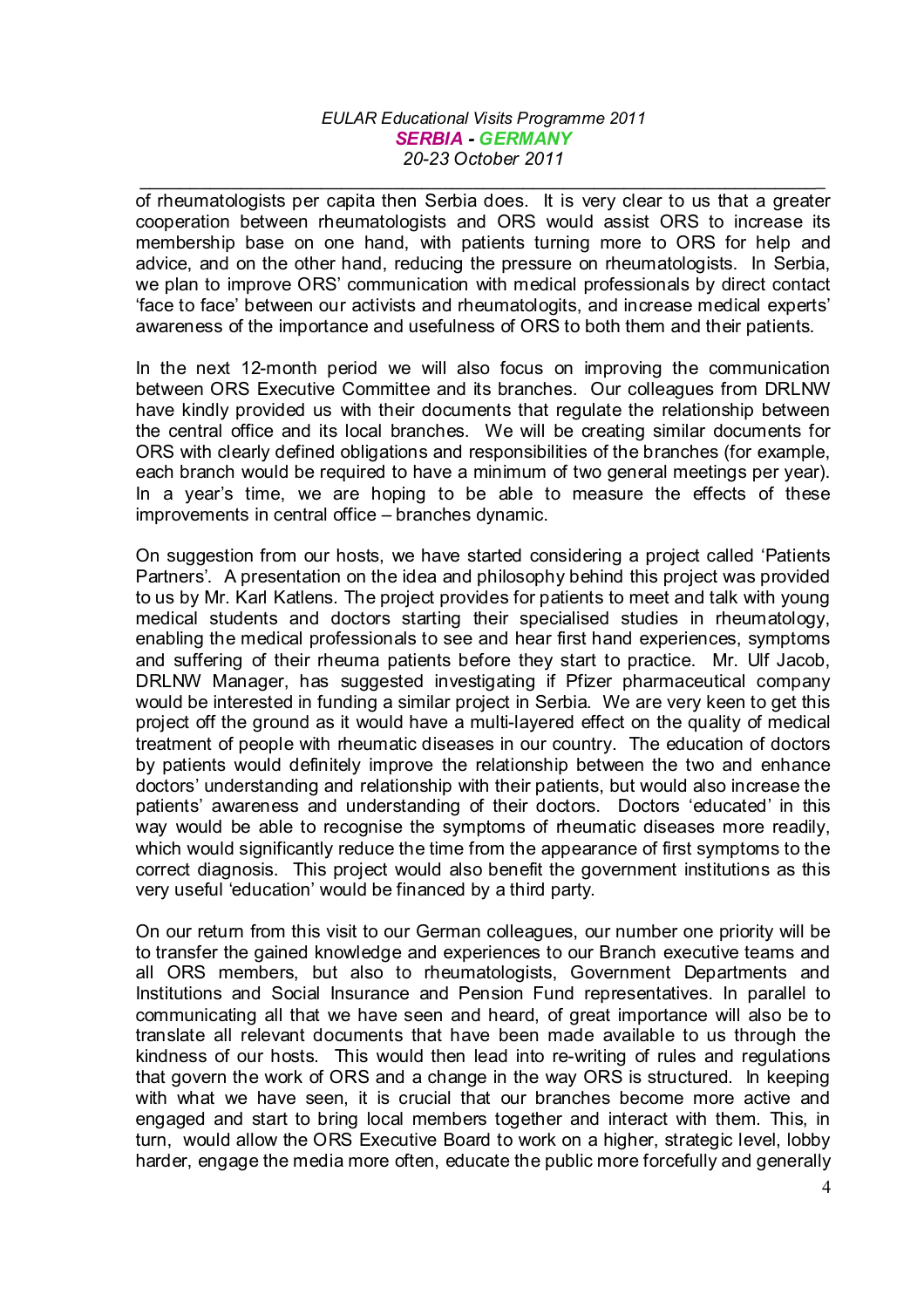of rheumatologists per capita then Serbia does. It is very clear to us that a greater cooperation between rheumatologists and ORS would assist ORS to increase its membership base on one hand, with patients turning more to ORS for help and advice, and on the other hand, reducing the pressure on rheumatologists. In Serbia, we plan to improve ORS' communication with medical professionals by direct contact 'face to face' between our activists and rheumatologits, and increase medical experts' awareness of the importance and usefulness of ORS to both them and their patients.

In the next 12-month period we will also focus on improving the communication between ORS Executive Committee and its branches. Our colleagues from DRLNW have kindly provided us with their documents that regulate the relationship between the central office and its local branches. We will be creating similar documents for ORS with clearly defined obligations and responsibilities of the branches (for example, each branch would be required to have a minimum of two general meetings per year). In a year's time, we are hoping to be able to measure the effects of these improvements in central office – branches dynamic.

On suggestion from our hosts, we have started considering a project called 'Patients Partners'. A presentation on the idea and philosophy behind this project was provided to us by Mr. Karl Katlens. The project provides for patients to meet and talk with young medical students and doctors starting their specialised studies in rheumatology, enabling the medical professionals to see and hear first hand experiences, symptoms and suffering of their rheuma patients before they start to practice. Mr. Ulf Jacob, DRLNW Manager, has suggested investigating if Pfizer pharmaceutical company would be interested in funding a similar project in Serbia. We are very keen to get this project off the ground as it would have a multi-layered effect on the quality of medical treatment of people with rheumatic diseases in our country. The education of doctors by patients would definitely improve the relationship between the two and enhance doctors' understanding and relationship with their patients, but would also increase the patients' awareness and understanding of their doctors. Doctors 'educated' in this way would be able to recognise the symptoms of rheumatic diseases more readily, which would significantly reduce the time from the appearance of first symptoms to the correct diagnosis. This project would also benefit the government institutions as this very useful 'education' would be financed by a third party.

On our return from this visit to our German colleagues, our number one priority will be to transfer the gained knowledge and experiences to our Branch executive teams and all ORS members, but also to rheumatologists, Government Departments and Institutions and Social Insurance and Pension Fund representatives. In parallel to communicating all that we have seen and heard, of great importance will also be to translate all relevant documents that have been made available to us through the kindness of our hosts. This would then lead into re-writing of rules and regulations that govern the work of ORS and a change in the way ORS is structured. In keeping with what we have seen, it is crucial that our branches become more active and engaged and start to bring local members together and interact with them. This, in turn, would allow the ORS Executive Board to work on a higher, strategic level, lobby harder, engage the media more often, educate the public more forcefully and generally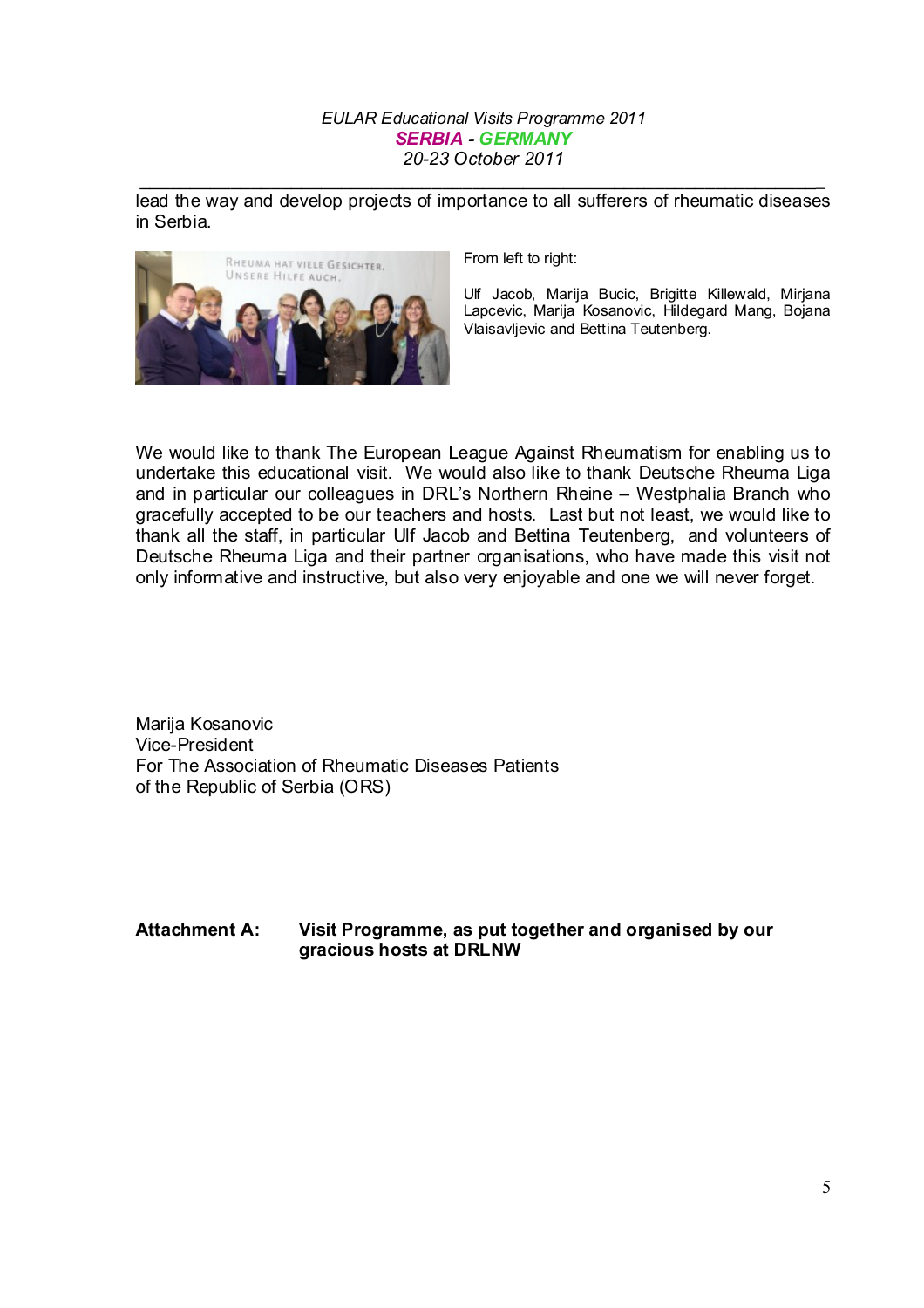lead the way and develop projects of importance to all sufferers of rheumatic diseases in Serbia.

From left to right:

Ulf Jacob, Marija Bucic, Brigitte Killewald, Mirjana Lapcevic, Marija Kosanovic, Hildegard Mang, Bojana Vlaisavljevic and Bettina Teutenberg.

We would like to thank The European League Against Rheumatism for enabling us to undertake this educational visit. We would also like to thank Deutsche Rheuma Liga and in particular our colleagues in DRL's Northern Rheine – Westphalia Branch who gracefully accepted to be our teachers and hosts. Last but not least, we would like to thank all the staff, in particular Ulf Jacob and Bettina Teutenberg, and volunteers of Deutsche Rheuma Liga and their partner organisations, who have made this visit not only informative and instructive, but also very enjoyable and one we will never forget.

Marija Kosanovic
Vice-President
For The Association of Rheumatic Diseases Patients
of the Republic of Serbia (ORS)

**Attachment A:** **Visit Programme, as put together and organised by our gracious hosts at DRLNW**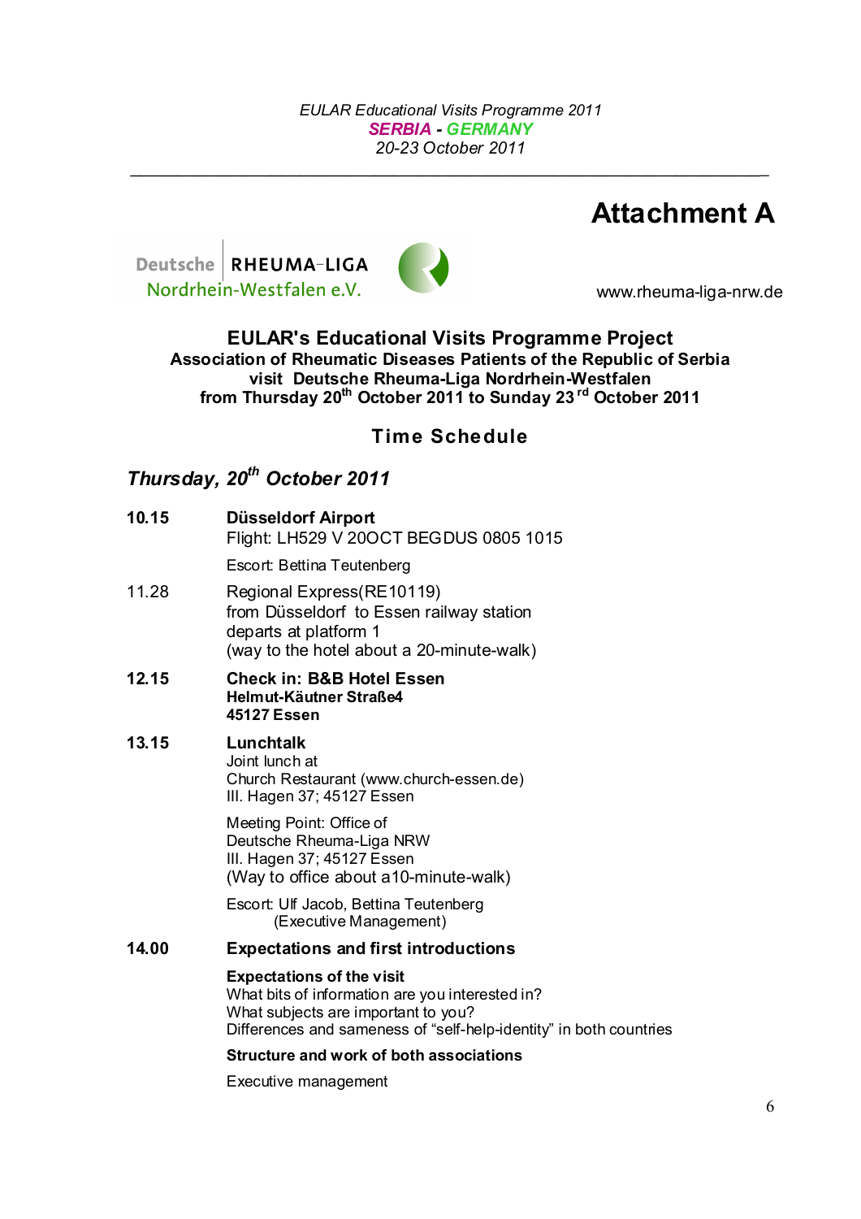EULAR Educational Visits Programme 2011
*SERBIA - GERMANY*
*20-23 October 2011*

# Attachment A

Deutsche RHEUMA-LIGA Nordrhein-Westfalen e.V.

www.rheuma-liga-nrw.de

## EULAR's Educational Visits Programme Project

**Association of Rheumatic Diseases Patients of the Republic of Serbia visit Deutsche Rheuma-Liga Nordrhein-Westfalen from Thursday 20th October 2011 to Sunday 23rd October 2011**

## Time Schedule

### *Thursday, 20th October 2011*

**10.15** **Düsseldorf Airport**
Flight: LH529 V 20OCT BEGDUS 0805 1015

Escort: Bettina Teutenberg

11.28 Regional Express(RE10119)
from Düsseldorf to Essen railway station
departs at platform 1
(way to the hotel about a 20-minute-walk)

**12.15** **Check in: B&B Hotel Essen**
**Helmut-Käutner Straße4**
**45127 Essen**

**13.15** **Lunchtalk**
Joint lunch at
Church Restaurant (www.church-essen.de)
III. Hagen 37; 45127 Essen

Meeting Point: Office of
Deutsche Rheuma-Liga NRW
III. Hagen 37; 45127 Essen
(Way to office about a10-minute-walk)

Escort: Ulf Jacob, Bettina Teutenberg
(Executive Management)

**14.00** **Expectations and first introductions**

**Expectations of the visit**
What bits of information are you interested in?
What subjects are important to you?
Differences and sameness of "self-help-identity" in both countries

**Structure and work of both associations**

Executive management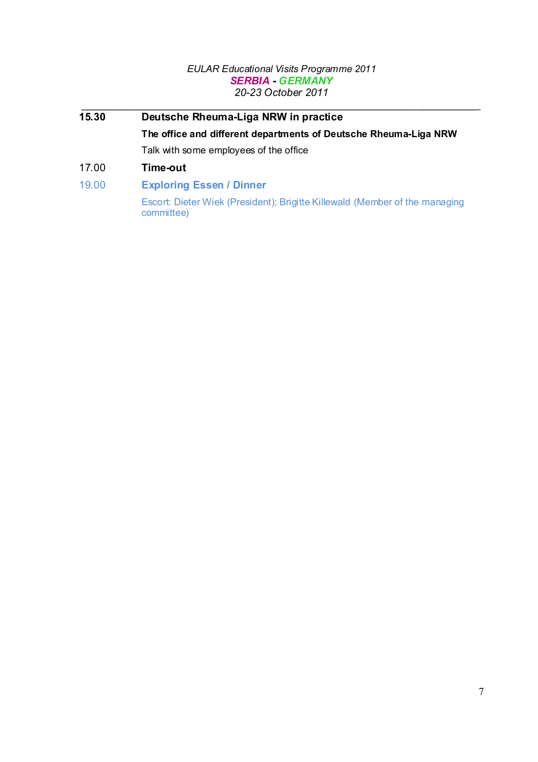**15.30** **Deutsche Rheuma-Liga NRW in practice**

**The office and different departments of Deutsche Rheuma-Liga NRW**

Talk with some employees of the office

17.00 **Time-out**

19.00 **Exploring Essen / Dinner**

Escort: Dieter Wiek (President); Brigitte Killewald (Member of the managing committee)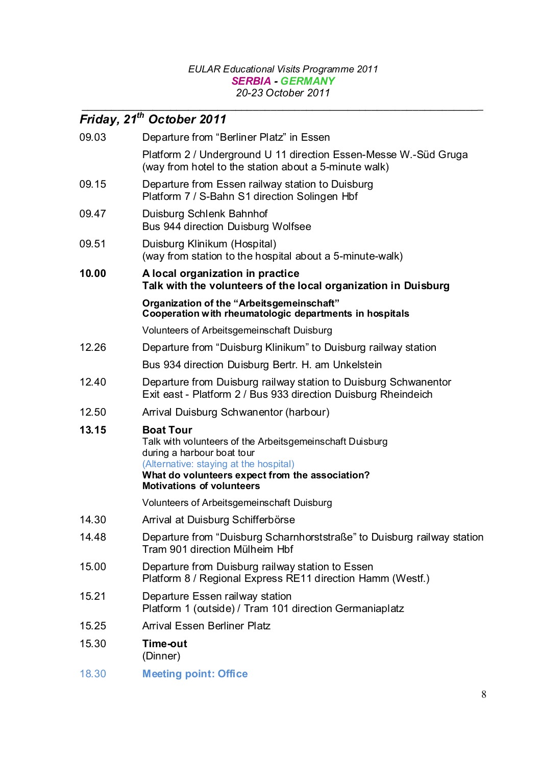*EULAR Educational Visits Programme 2011*
***SERBIA - GERMANY***
*20-23 October 2011*

## *Friday, 21th October 2011*

| | |
|---|---|
| 09.03 | Departure from “Berliner Platz” in Essen |
| | Platform 2 / Underground U 11 direction Essen-Messe W.-Süd Gruga<br>(way from hotel to the station about a 5-minute walk) |
| 09.15 | Departure from Essen railway station to Duisburg<br>Platform 7 / S-Bahn S1 direction Solingen Hbf |
| 09.47 | Duisburg Schlenk Bahnhof<br>Bus 944 direction Duisburg Wolfsee |
| 09.51 | Duisburg Klinikum (Hospital)<br>(way from station to the hospital about a 5-minute-walk) |
| **10.00** | **A local organization in practice**<br>**Talk with the volunteers of the local organization in Duisburg** |
| | **Organization of the “Arbeitsgemeinschaft”**<br>**Cooperation with rheumatologic departments in hospitals** |
| | Volunteers of Arbeitsgemeinschaft Duisburg |
| 12.26 | Departure from “Duisburg Klinikum” to Duisburg railway station |
| | Bus 934 direction Duisburg Bertr. H. am Unkelstein |
| 12.40 | Departure from Duisburg railway station to Duisburg Schwanentor<br>Exit east - Platform 2 / Bus 933 direction Duisburg Rheindeich |
| 12.50 | Arrival Duisburg Schwanentor (harbour) |
| **13.15** | **Boat Tour**<br>Talk with volunteers of the Arbeitsgemeinschaft Duisburg<br>during a harbour boat tour<br>(Alternative: staying at the hospital)<br>**What do volunteers expect from the association?**<br>**Motivations of volunteers** |
| | Volunteers of Arbeitsgemeinschaft Duisburg |
| 14.30 | Arrival at Duisburg Schifferbörse |
| 14.48 | Departure from “Duisburg Scharnhorststraße” to Duisburg railway station<br>Tram 901 direction Mülheim Hbf |
| 15.00 | Departure from Duisburg railway station to Essen<br>Platform 8 / Regional Express RE11 direction Hamm (Westf.) |
| 15.21 | Departure Essen railway station<br>Platform 1 (outside) / Tram 101 direction Germaniaplatz |
| 15.25 | Arrival Essen Berliner Platz |
| 15.30 | **Time-out**<br>(Dinner) |
| 18.30 | **Meeting point: Office** |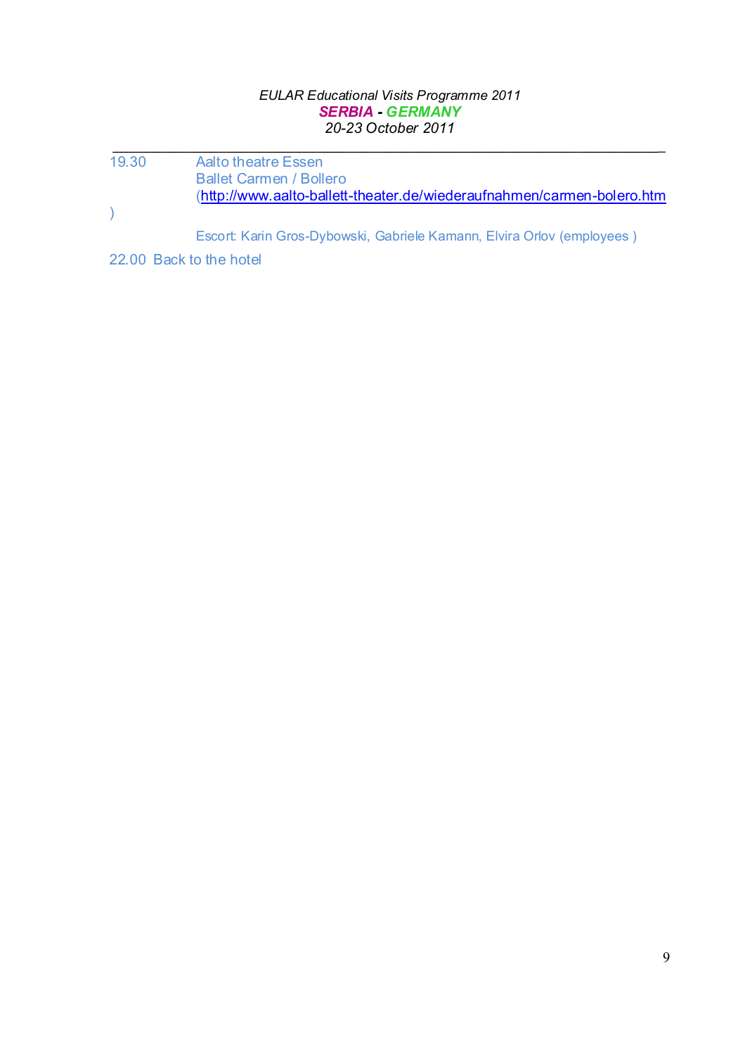19.30 Aalto theatre Essen
Ballet Carmen / Bollero
(http://www.aalto-ballett-theater.de/wiederaufnahmen/carmen-bolero.htm)

Escort: Karin Gros-Dybowski, Gabriele Kamann, Elvira Orlov (employees )

22.00 Back to the hotel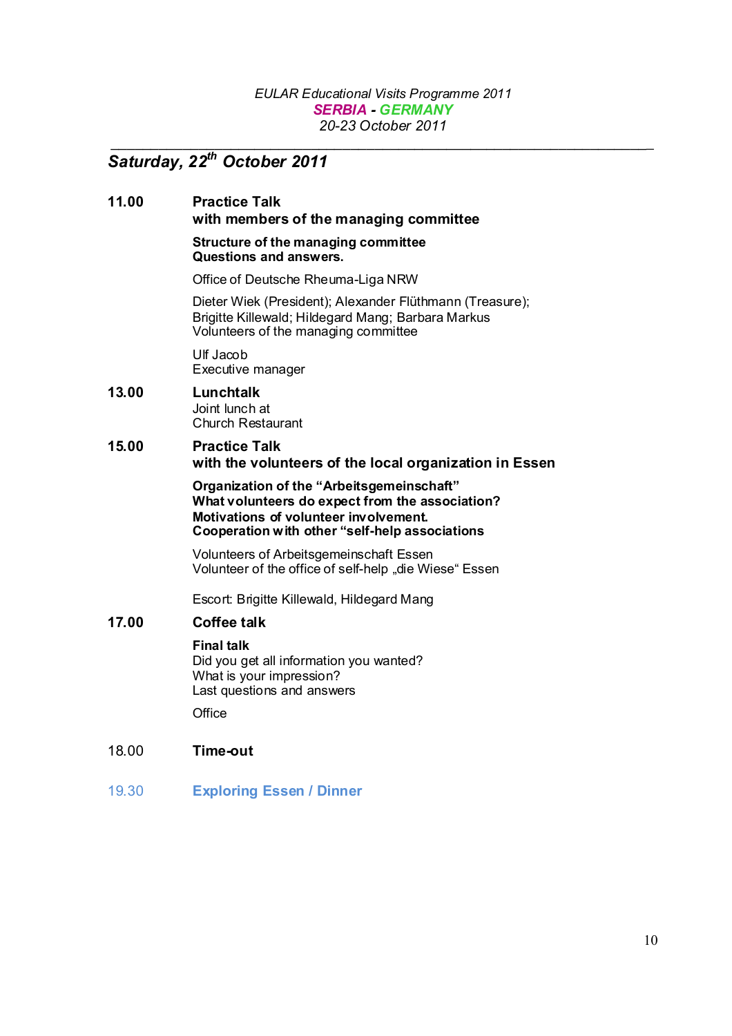*EULAR Educational Visits Programme 2011*
***SERBIA - GERMANY***
*20-23 October 2011*

## *Saturday, 22$^{th}$ October 2011*

**11.00** **Practice Talk**
**with members of the managing committee**

**Structure of the managing committee**
**Questions and answers.**

Office of Deutsche Rheuma-Liga NRW

Dieter Wiek (President); Alexander Flüthmann (Treasure);
Brigitte Killewald; Hildegard Mang; Barbara Markus
Volunteers of the managing committee

Ulf Jacob
Executive manager

**13.00** **Lunchtalk**
Joint lunch at
Church Restaurant

**15.00** **Practice Talk**
**with the volunteers of the local organization in Essen**

**Organization of the "Arbeitsgemeinschaft"**
**What volunteers do expect from the association?**
**Motivations of volunteer involvement.**
**Cooperation with other "self-help associations**

Volunteers of Arbeitsgemeinschaft Essen
Volunteer of the office of self-help „die Wiese" Essen

Escort: Brigitte Killewald, Hildegard Mang

**17.00** **Coffee talk**

**Final talk**
Did you get all information you wanted?
What is your impression?
Last questions and answers

Office

18.00 **Time-out**

19.30 **Exploring Essen / Dinner**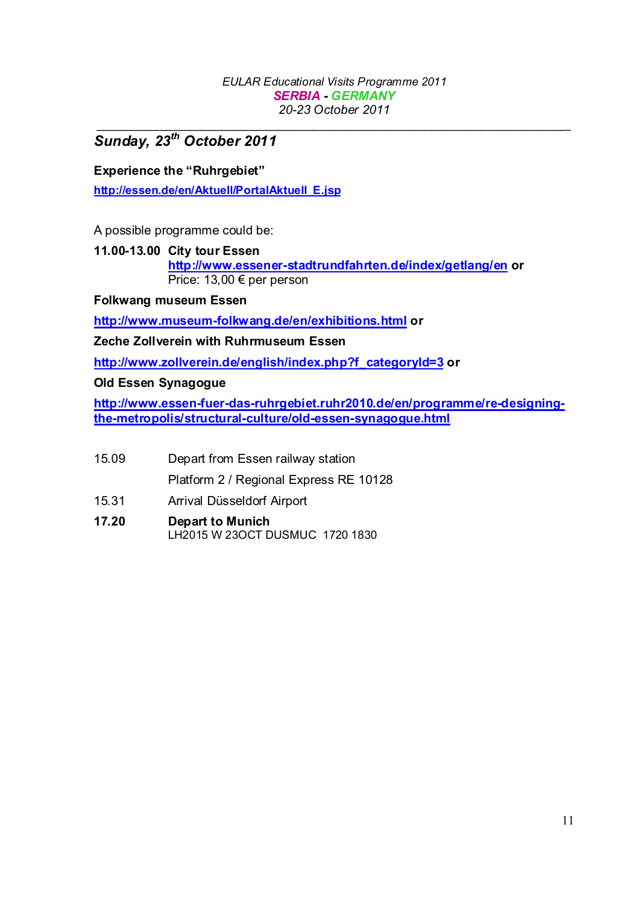## Sunday, 23rd October 2011

**Experience the "Ruhrgebiet"**

**http://essen.de/en/Aktuell/PortalAktuell_E.jsp**

A possible programme could be:

**11.00-13.00 City tour Essen**
**http://www.essener-stadtrundfahrten.de/index/getlang/en or**
Price: 13,00 € per person

**Folkwang museum Essen**

**http://www.museum-folkwang.de/en/exhibitions.html or**

**Zeche Zollverein with Ruhrmuseum Essen**

**http://www.zollverein.de/english/index.php?f_categoryId=3 or**

**Old Essen Synagogue**

**http://www.essen-fuer-das-ruhrgebiet.ruhr2010.de/en/programme/re-designing-the-metropolis/structural-culture/old-essen-synagogue.html**

15.09 Depart from Essen railway station
Platform 2 / Regional Express RE 10128

15.31 Arrival Düsseldorf Airport

**17.20 Depart to Munich**
LH2015 W 23OCT DUSMUC 1720 1830